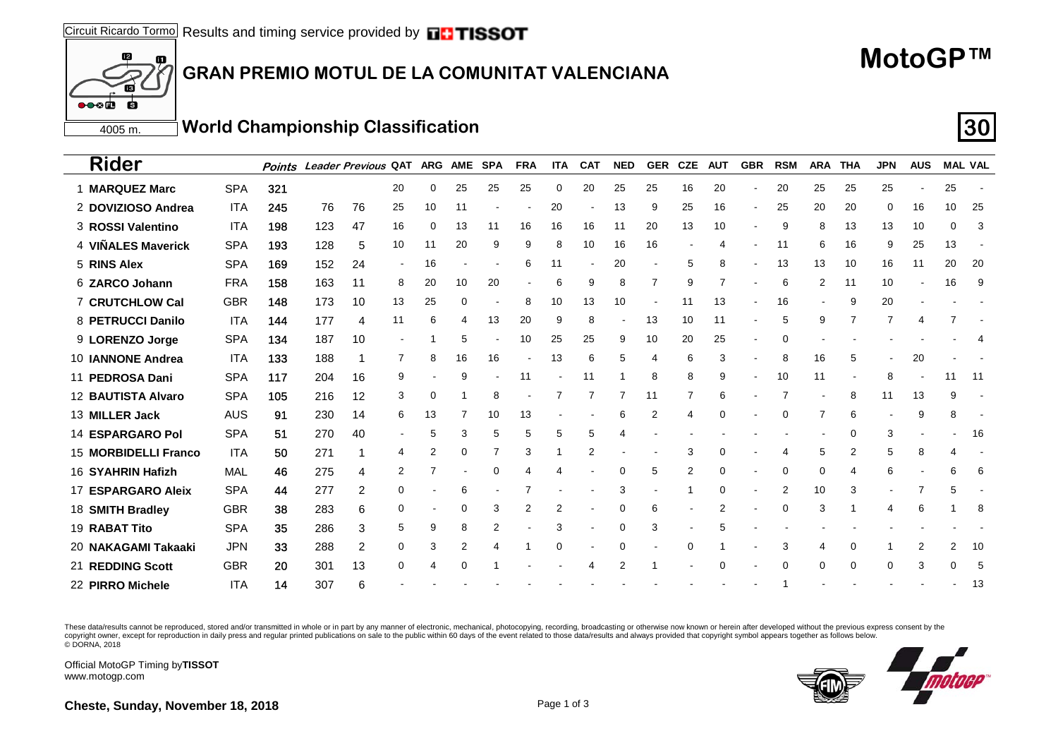Circuit Ricardo Tormo Results and timing service provided by TISSOT

4005 m.

# GRAN PREMIO MOTUL DE LA COMUNITAT VALENCIANA

# MotoGP™

## World Championship Classification

30

| Rider | | Points | Leader | Previous | QAT | ARG | AME | SPA | FRA | ITA | CAT | NED | GER | CZE | AUT | GBR | RSM | ARA | THA | JPN | AUS | MAL | VAL |
|---|---|---|---|---|---|---|---|---|---|---|---|---|---|---|---|---|---|---|---|---|---|---|---|
| 1 MARQUEZ Marc | SPA | 321 | | | 20 | 0 | 25 | 25 | 25 | 0 | 20 | 25 | 25 | 16 | 20 | - | 20 | 25 | 25 | 25 | - | 25 | - |
| 2 DOVIZIOSO Andrea | ITA | 245 | 76 | 76 | 25 | 10 | 11 | - | - | 20 | - | 13 | 9 | 25 | 16 | - | 25 | 20 | 20 | 0 | 16 | 10 | 25 |
| 3 ROSSI Valentino | ITA | 198 | 123 | 47 | 16 | 0 | 13 | 11 | 16 | 16 | 16 | 11 | 20 | 13 | 10 | - | 9 | 8 | 13 | 13 | 10 | 0 | 3 |
| 4 VIÑALES Maverick | SPA | 193 | 128 | 5 | 10 | 11 | 20 | 9 | 9 | 8 | 10 | 16 | 16 | - | 4 | - | 11 | 6 | 16 | 9 | 25 | 13 | - |
| 5 RINS Alex | SPA | 169 | 152 | 24 | - | 16 | - | - | 6 | 11 | - | 20 | - | 5 | 8 | - | 13 | 13 | 10 | 16 | 11 | 20 | 20 |
| 6 ZARCO Johann | FRA | 158 | 163 | 11 | 8 | 20 | 10 | 20 | - | 6 | 9 | 8 | 7 | 9 | 7 | - | 6 | 2 | 11 | 10 | - | 16 | 9 |
| 7 CRUTCHLOW Cal | GBR | 148 | 173 | 10 | 13 | 25 | 0 | - | 8 | 10 | 13 | 10 | - | 11 | 13 | - | 16 | - | 9 | 20 | - | - | - |
| 8 PETRUCCI Danilo | ITA | 144 | 177 | 4 | 11 | 6 | 4 | 13 | 20 | 9 | 8 | - | 13 | 10 | 11 | - | 5 | 9 | 7 | 7 | 4 | 7 | - |
| 9 LORENZO Jorge | SPA | 134 | 187 | 10 | - | 1 | 5 | - | 10 | 25 | 25 | 9 | 10 | 20 | 25 | - | 0 | - | - | - | - | - | 4 |
| 10 IANNONE Andrea | ITA | 133 | 188 | 1 | 7 | 8 | 16 | 16 | - | 13 | 6 | 5 | 4 | 6 | 3 | - | 8 | 16 | 5 | - | 20 | - | - |
| 11 PEDROSA Dani | SPA | 117 | 204 | 16 | 9 | - | 9 | - | 11 | - | 11 | 1 | 8 | 8 | 9 | - | 10 | 11 | - | 8 | - | 11 | 11 |
| 12 BAUTISTA Alvaro | SPA | 105 | 216 | 12 | 3 | 0 | 1 | 8 | - | 7 | 7 | 7 | 11 | 7 | 6 | - | 7 | - | 8 | 11 | 13 | 9 | - |
| 13 MILLER Jack | AUS | 91 | 230 | 14 | 6 | 13 | 7 | 10 | 13 | - | - | 6 | 2 | 4 | 0 | - | 0 | 7 | 6 | - | 9 | 8 | - |
| 14 ESPARGARO Pol | SPA | 51 | 270 | 40 | - | 5 | 3 | 5 | 5 | 5 | 5 | 4 | - | - | - | - | - | - | 0 | 3 | - | - | 16 |
| 15 MORBIDELLI Franco | ITA | 50 | 271 | 1 | 4 | 2 | 0 | 7 | 3 | 1 | 2 | - | - | 3 | 0 | - | 4 | 5 | 2 | 5 | 8 | 4 | - |
| 16 SYAHRIN Hafizh | MAL | 46 | 275 | 4 | 2 | 7 | - | 0 | 4 | 4 | - | 0 | 5 | 2 | 0 | - | 0 | 0 | 4 | 6 | - | 6 | 6 |
| 17 ESPARGARO Aleix | SPA | 44 | 277 | 2 | 0 | - | 6 | - | 7 | - | - | 3 | - | 1 | 0 | - | 2 | 10 | 3 | - | 7 | 5 | - |
| 18 SMITH Bradley | GBR | 38 | 283 | 6 | 0 | - | 0 | 3 | 2 | 2 | - | 0 | 6 | - | 2 | - | 0 | 3 | 1 | 4 | 6 | 1 | 8 |
| 19 RABAT Tito | SPA | 35 | 286 | 3 | 5 | 9 | 8 | 2 | - | 3 | - | 0 | 3 | - | 5 | - | - | - | - | - | - | - | - |
| 20 NAKAGAMI Takaaki | JPN | 33 | 288 | 2 | 0 | 3 | 2 | 4 | 1 | 0 | - | 0 | - | 0 | 1 | - | 3 | 4 | 0 | 1 | 2 | 2 | 10 |
| 21 REDDING Scott | GBR | 20 | 301 | 13 | 0 | 4 | 0 | 1 | - | - | 4 | 2 | 1 | - | 0 | - | 0 | 0 | 0 | 0 | 3 | 0 | 5 |
| 22 PIRRO Michele | ITA | 14 | 307 | 6 | - | - | - | - | - | - | - | - | - | - | - | - | 1 | - | - | - | - | - | 13 |

These data/results cannot be reproduced, stored and/or transmitted in whole or in part by any manner of electronic, mechanical, photocopying, recording, broadcasting or otherwise now known or herein after developed without the previous express consent by the copyright owner, except for reproduction in daily press and regular printed publications on sale to the public within 60 days of the event related to those data/results and always provided that copyright symbol appears together as follows below.
© DORNA, 2018

Official MotoGP Timing by TISSOT
www.motogp.com

Cheste, Sunday, November 18, 2018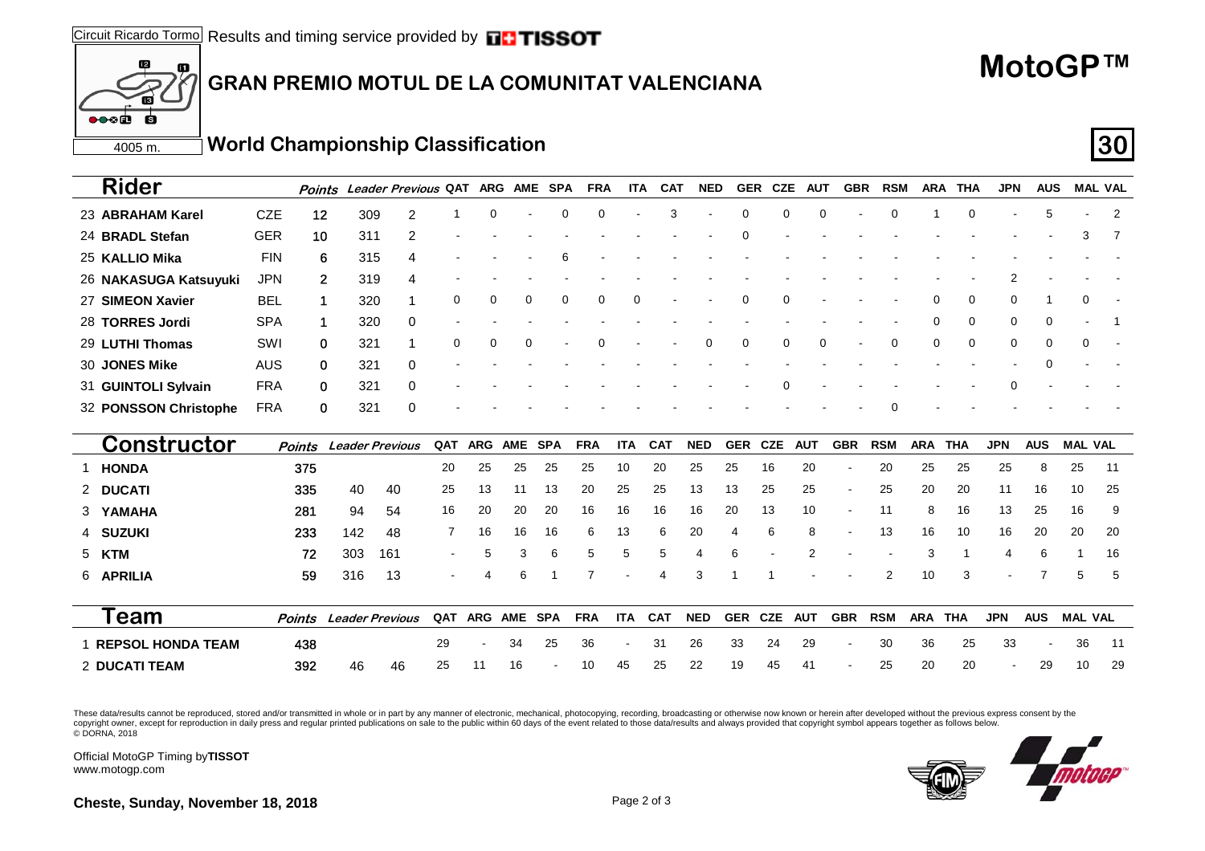## GRAN PREMIO MOTUL DE LA COMUNITAT VALENCIANA

# MotoGP™

### World Championship Classification

| | Rider | Nat | Points | Leader | Previous | QAT | ARG | AME | SPA | FRA | ITA | CAT | NED | GER | CZE | AUT | GBR | RSM | ARA | THA | JPN | AUS | MAL | VAL |
|---|---|---|---|---|---|---|---|---|---|---|---|---|---|---|---|---|---|---|---|---|---|---|---|---|
| 23 | **ABRAHAM Karel** | CZE | 12 | 309 | 2 | 1 | 0 | - | 0 | 0 | - | 3 | - | 0 | 0 | 0 | - | 0 | 1 | 0 | - | 5 | - | 2 |
| 24 | **BRADL Stefan** | GER | 10 | 311 | 2 | - | - | - | - | - | - | - | - | 0 | - | - | - | - | - | - | - | - | 3 | 7 |
| 25 | **KALLIO Mika** | FIN | 6 | 315 | 4 | - | - | - | 6 | - | - | - | - | - | - | - | - | - | - | - | - | - | - | - |
| 26 | **NAKASUGA Katsuyuki** | JPN | 2 | 319 | 4 | - | - | - | - | - | - | - | - | - | - | - | - | - | - | - | 2 | - | - | - |
| 27 | **SIMEON Xavier** | BEL | 1 | 320 | 1 | 0 | 0 | 0 | 0 | 0 | 0 | - | - | 0 | 0 | - | - | - | 0 | 0 | 0 | 1 | 0 | - |
| 28 | **TORRES Jordi** | SPA | 1 | 320 | 0 | - | - | - | - | - | - | - | - | - | - | - | - | - | 0 | 0 | 0 | 0 | - | 1 |
| 29 | **LUTHI Thomas** | SWI | 0 | 321 | 1 | 0 | 0 | 0 | - | 0 | - | - | 0 | 0 | 0 | 0 | - | 0 | 0 | 0 | 0 | 0 | 0 | - |
| 30 | **JONES Mike** | AUS | 0 | 321 | 0 | - | - | - | - | - | - | - | - | - | - | - | - | - | - | - | - | 0 | - | - |
| 31 | **GUINTOLI Sylvain** | FRA | 0 | 321 | 0 | - | - | - | - | - | - | - | - | - | 0 | - | - | - | - | - | 0 | - | - | - |
| 32 | **PONSSON Christophe** | FRA | 0 | 321 | 0 | - | - | - | - | - | - | - | - | - | - | - | - | 0 | - | - | - | - | - | - |

| | Constructor | Points | Leader | Previous | QAT | ARG | AME | SPA | FRA | ITA | CAT | NED | GER | CZE | AUT | GBR | RSM | ARA | THA | JPN | AUS | MAL | VAL |
|---|---|---|---|---|---|---|---|---|---|---|---|---|---|---|---|---|---|---|---|---|---|---|---|
| 1 | **HONDA** | 375 | | | 20 | 25 | 25 | 25 | 25 | 10 | 20 | 25 | 25 | 16 | 20 | - | 20 | 25 | 25 | 25 | 8 | 25 | 11 |
| 2 | **DUCATI** | 335 | 40 | 40 | 25 | 13 | 11 | 13 | 20 | 25 | 25 | 13 | 13 | 25 | 25 | - | 25 | 20 | 20 | 11 | 16 | 10 | 25 |
| 3 | **YAMAHA** | 281 | 94 | 54 | 16 | 20 | 20 | 20 | 16 | 16 | 16 | 16 | 20 | 13 | 10 | - | 11 | 8 | 16 | 13 | 25 | 16 | 9 |
| 4 | **SUZUKI** | 233 | 142 | 48 | 7 | 16 | 16 | 16 | 6 | 13 | 6 | 20 | 4 | 6 | 8 | - | 13 | 16 | 10 | 16 | 20 | 20 | 20 |
| 5 | **KTM** | 72 | 303 | 161 | - | 5 | 3 | 6 | 5 | 5 | 5 | 4 | 6 | - | 2 | - | - | 3 | 1 | 4 | 6 | 1 | 16 |
| 6 | **APRILIA** | 59 | 316 | 13 | - | 4 | 6 | 1 | 7 | - | 4 | 3 | 1 | 1 | - | - | 2 | 10 | 3 | - | 7 | 5 | 5 |

| | Team | Points | Leader | Previous | QAT | ARG | AME | SPA | FRA | ITA | CAT | NED | GER | CZE | AUT | GBR | RSM | ARA | THA | JPN | AUS | MAL | VAL |
|---|---|---|---|---|---|---|---|---|---|---|---|---|---|---|---|---|---|---|---|---|---|---|---|
| 1 | **REPSOL HONDA TEAM** | 438 | | | 29 | - | 34 | 25 | 36 | - | 31 | 26 | 33 | 24 | 29 | - | 30 | 36 | 25 | 33 | - | 36 | 11 |
| 2 | **DUCATI TEAM** | 392 | 46 | 46 | 25 | 11 | 16 | - | 10 | 45 | 25 | 22 | 19 | 45 | 41 | - | 25 | 20 | 20 | - | 29 | 10 | 29 |

These data/results cannot be reproduced, stored and/or transmitted in whole or in part by any manner of electronic, mechanical, photocopying, recording, broadcasting or otherwise now known or herein after developed without the previous express consent by the copyright owner, except for reproduction in daily press and regular printed publications on sale to the public within 60 days of the event related to those data/results and always provided that copyright symbol appears together as follows below.
© DORNA, 2018

Official MotoGP Timing by **TISSOT**
www.motogp.com

**Cheste, Sunday, November 18, 2018**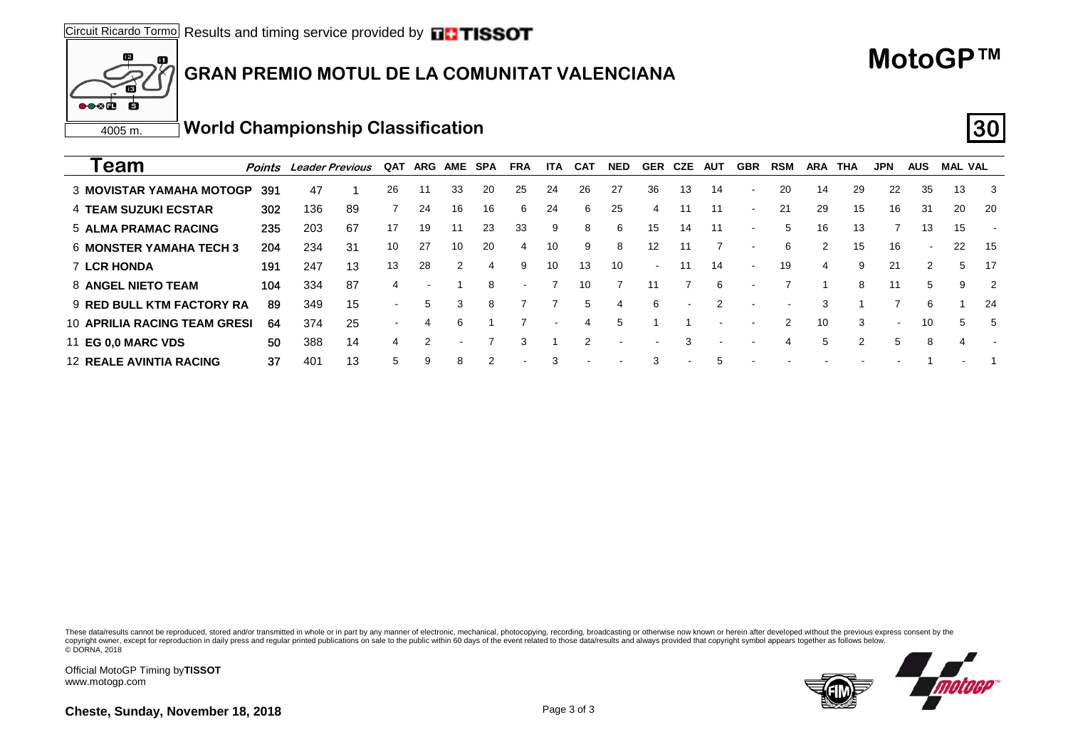Circuit Ricardo Tormo Results and timing service provided by TISSOT

4005 m.

# GRAN PREMIO MOTUL DE LA COMUNITAT VALENCIANA

# MotoGP™

## World Championship Classification

**30**

| | Team | Points | Leader | Previous | QAT | ARG | AME | SPA | FRA | ITA | CAT | NED | GER | CZE | AUT | GBR | RSM | ARA | THA | JPN | AUS | MAL | VAL |
|---|---|---|---|---|---|---|---|---|---|---|---|---|---|---|---|---|---|---|---|---|---|---|---|
| 3 | **MOVISTAR YAMAHA MOTOGP** | 391 | 47 | 1 | 26 | 11 | 33 | 20 | 25 | 24 | 26 | 27 | 36 | 13 | 14 | - | 20 | 14 | 29 | 22 | 35 | 13 | 3 |
| 4 | **TEAM SUZUKI ECSTAR** | 302 | 136 | 89 | 7 | 24 | 16 | 16 | 6 | 24 | 6 | 25 | 4 | 11 | 11 | - | 21 | 29 | 15 | 16 | 31 | 20 | 20 |
| 5 | **ALMA PRAMAC RACING** | 235 | 203 | 67 | 17 | 19 | 11 | 23 | 33 | 9 | 8 | 6 | 15 | 14 | 11 | - | 5 | 16 | 13 | 7 | 13 | 15 | - |
| 6 | **MONSTER YAMAHA TECH 3** | 204 | 234 | 31 | 10 | 27 | 10 | 20 | 4 | 10 | 9 | 8 | 12 | 11 | 7 | - | 6 | 2 | 15 | 16 | - | 22 | 15 |
| 7 | **LCR HONDA** | 191 | 247 | 13 | 13 | 28 | 2 | 4 | 9 | 10 | 13 | 10 | - | 11 | 14 | - | 19 | 4 | 9 | 21 | 2 | 5 | 17 |
| 8 | **ANGEL NIETO TEAM** | 104 | 334 | 87 | 4 | - | 1 | 8 | - | 7 | 10 | 7 | 11 | 7 | 6 | - | 7 | 1 | 8 | 11 | 5 | 9 | 2 |
| 9 | **RED BULL KTM FACTORY RA** | 89 | 349 | 15 | - | 5 | 3 | 8 | 7 | 7 | 5 | 4 | 6 | - | 2 | - | - | 3 | 1 | 7 | 6 | 1 | 24 |
| 10 | **APRILIA RACING TEAM GRESI** | 64 | 374 | 25 | - | 4 | 6 | 1 | 7 | - | 4 | 5 | 1 | 1 | - | - | 2 | 10 | 3 | - | 10 | 5 | 5 |
| 11 | **EG 0,0 MARC VDS** | 50 | 388 | 14 | 4 | 2 | - | 7 | 3 | 1 | 2 | - | - | 3 | - | - | 4 | 5 | 2 | 5 | 8 | 4 | - |
| 12 | **REALE AVINTIA RACING** | 37 | 401 | 13 | 5 | 9 | 8 | 2 | - | 3 | - | - | 3 | - | 5 | - | - | - | - | - | 1 | - | 1 |

These data/results cannot be reproduced, stored and/or transmitted in whole or in part by any manner of electronic, mechanical, photocopying, recording, broadcasting or otherwise now known or herein after developed without the previous express consent by the copyright owner, except for reproduction in daily press and regular printed publications on sale to the public within 60 days of the event related to those data/results and always provided that copyright symbol appears together as follows below.
© DORNA, 2018

Official MotoGP Timing by **TISSOT**
www.motogp.com

**Cheste, Sunday, November 18, 2018**